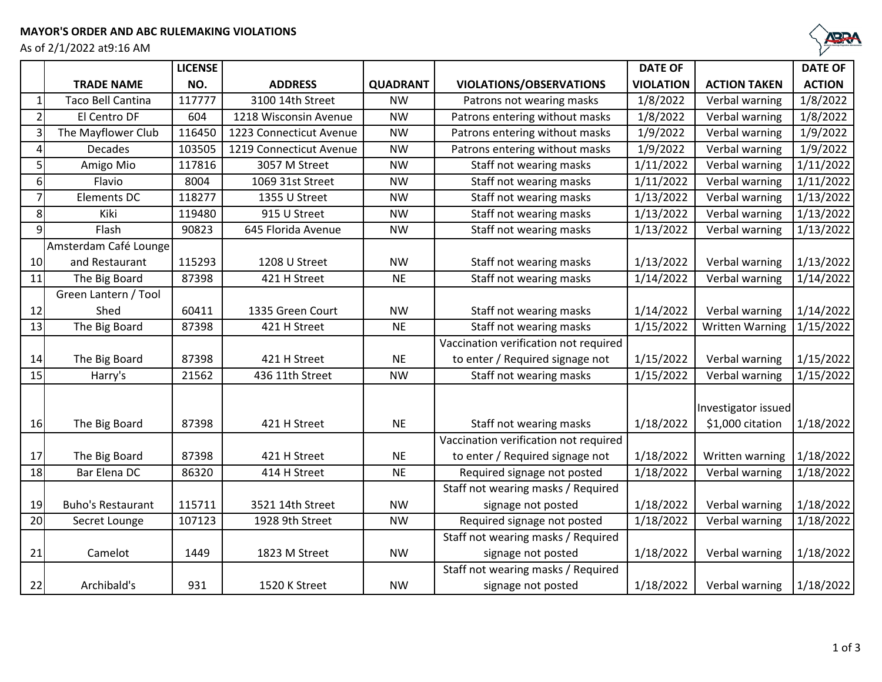**MAYOR'S ORDER AND ABC RULEMAKING VIOLATIONS**

As of 2/1/2022 at9:16 AM

| | TRADE NAME | LICENSE NO. | ADDRESS | QUADRANT | VIOLATIONS/OBSERVATIONS | DATE OF VIOLATION | ACTION TAKEN | DATE OF ACTION |
|---|---|---|---|---|---|---|---|---|
| 1 | Taco Bell Cantina | 117777 | 3100 14th Street | NW | Patrons not wearing masks | 1/8/2022 | Verbal warning | 1/8/2022 |
| 2 | El Centro DF | 604 | 1218 Wisconsin Avenue | NW | Patrons entering without masks | 1/8/2022 | Verbal warning | 1/8/2022 |
| 3 | The Mayflower Club | 116450 | 1223 Connecticut Avenue | NW | Patrons entering without masks | 1/9/2022 | Verbal warning | 1/9/2022 |
| 4 | Decades | 103505 | 1219 Connecticut Avenue | NW | Patrons entering without masks | 1/9/2022 | Verbal warning | 1/9/2022 |
| 5 | Amigo Mio | 117816 | 3057 M Street | NW | Staff not wearing masks | 1/11/2022 | Verbal warning | 1/11/2022 |
| 6 | Flavio | 8004 | 1069 31st Street | NW | Staff not wearing masks | 1/11/2022 | Verbal warning | 1/11/2022 |
| 7 | Elements DC | 118277 | 1355 U Street | NW | Staff not wearing masks | 1/13/2022 | Verbal warning | 1/13/2022 |
| 8 | Kiki | 119480 | 915 U Street | NW | Staff not wearing masks | 1/13/2022 | Verbal warning | 1/13/2022 |
| 9 | Flash | 90823 | 645 Florida Avenue | NW | Staff not wearing masks | 1/13/2022 | Verbal warning | 1/13/2022 |
| 10 | Amsterdam Café Lounge and Restaurant | 115293 | 1208 U Street | NW | Staff not wearing masks | 1/13/2022 | Verbal warning | 1/13/2022 |
| 11 | The Big Board | 87398 | 421 H Street | NE | Staff not wearing masks | 1/14/2022 | Verbal warning | 1/14/2022 |
| 12 | Green Lantern / Tool Shed | 60411 | 1335 Green Court | NW | Staff not wearing masks | 1/14/2022 | Verbal warning | 1/14/2022 |
| 13 | The Big Board | 87398 | 421 H Street | NE | Staff not wearing masks | 1/15/2022 | Written Warning | 1/15/2022 |
| 14 | The Big Board | 87398 | 421 H Street | NE | Vaccination verification not required to enter / Required signage not | 1/15/2022 | Verbal warning | 1/15/2022 |
| 15 | Harry's | 21562 | 436 11th Street | NW | Staff not wearing masks | 1/15/2022 | Verbal warning | 1/15/2022 |
| 16 | The Big Board | 87398 | 421 H Street | NE | Staff not wearing masks | 1/18/2022 | Investigator issued $1,000 citation | 1/18/2022 |
| 17 | The Big Board | 87398 | 421 H Street | NE | Vaccination verification not required to enter / Required signage not | 1/18/2022 | Written warning | 1/18/2022 |
| 18 | Bar Elena DC | 86320 | 414 H Street | NE | Required signage not posted | 1/18/2022 | Verbal warning | 1/18/2022 |
| 19 | Buho's Restaurant | 115711 | 3521 14th Street | NW | Staff not wearing masks / Required signage not posted | 1/18/2022 | Verbal warning | 1/18/2022 |
| 20 | Secret Lounge | 107123 | 1928 9th Street | NW | Required signage not posted | 1/18/2022 | Verbal warning | 1/18/2022 |
| 21 | Camelot | 1449 | 1823 M Street | NW | Staff not wearing masks / Required signage not posted | 1/18/2022 | Verbal warning | 1/18/2022 |
| 22 | Archibald's | 931 | 1520 K Street | NW | Staff not wearing masks / Required signage not posted | 1/18/2022 | Verbal warning | 1/18/2022 |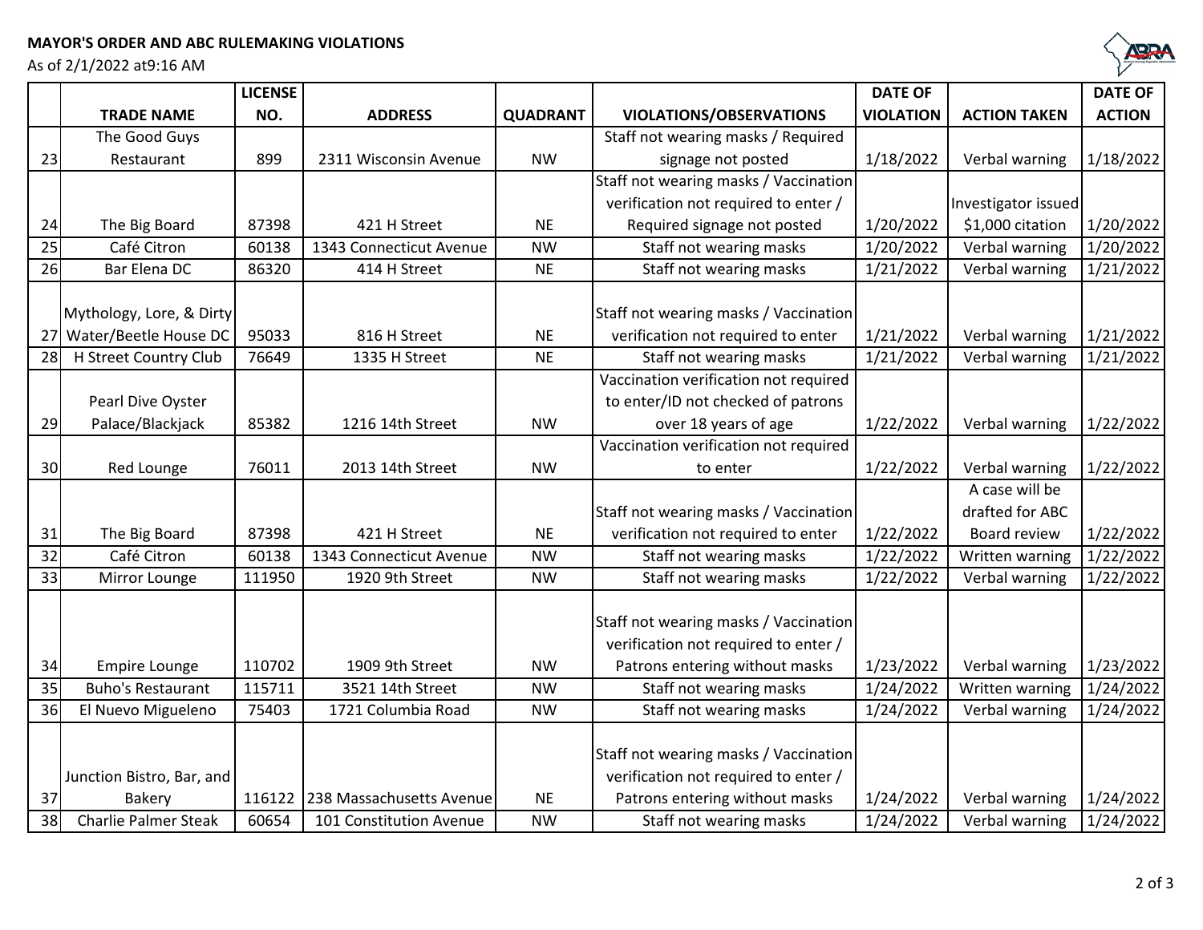**MAYOR'S ORDER AND ABC RULEMAKING VIOLATIONS**

As of 2/1/2022 at9:16 AM

| | TRADE NAME | LICENSE NO. | ADDRESS | QUADRANT | VIOLATIONS/OBSERVATIONS | DATE OF VIOLATION | ACTION TAKEN | DATE OF ACTION |
|---|---|---|---|---|---|---|---|---|
| 23 | The Good Guys Restaurant | 899 | 2311 Wisconsin Avenue | NW | Staff not wearing masks / Required signage not posted | 1/18/2022 | Verbal warning | 1/18/2022 |
| 24 | The Big Board | 87398 | 421 H Street | NE | Staff not wearing masks / Vaccination verification not required to enter / Required signage not posted | 1/20/2022 | Investigator issued $1,000 citation | 1/20/2022 |
| 25 | Café Citron | 60138 | 1343 Connecticut Avenue | NW | Staff not wearing masks | 1/20/2022 | Verbal warning | 1/20/2022 |
| 26 | Bar Elena DC | 86320 | 414 H Street | NE | Staff not wearing masks | 1/21/2022 | Verbal warning | 1/21/2022 |
| 27 | Mythology, Lore, & Dirty Water/Beetle House DC | 95033 | 816 H Street | NE | Staff not wearing masks / Vaccination verification not required to enter | 1/21/2022 | Verbal warning | 1/21/2022 |
| 28 | H Street Country Club | 76649 | 1335 H Street | NE | Staff not wearing masks | 1/21/2022 | Verbal warning | 1/21/2022 |
| 29 | Pearl Dive Oyster Palace/Blackjack | 85382 | 1216 14th Street | NW | Vaccination verification not required to enter/ID not checked of patrons over 18 years of age | 1/22/2022 | Verbal warning | 1/22/2022 |
| 30 | Red Lounge | 76011 | 2013 14th Street | NW | Vaccination verification not required to enter | 1/22/2022 | Verbal warning | 1/22/2022 |
| 31 | The Big Board | 87398 | 421 H Street | NE | Staff not wearing masks / Vaccination verification not required to enter | 1/22/2022 | A case will be drafted for ABC Board review | 1/22/2022 |
| 32 | Café Citron | 60138 | 1343 Connecticut Avenue | NW | Staff not wearing masks | 1/22/2022 | Written warning | 1/22/2022 |
| 33 | Mirror Lounge | 111950 | 1920 9th Street | NW | Staff not wearing masks | 1/22/2022 | Verbal warning | 1/22/2022 |
| 34 | Empire Lounge | 110702 | 1909 9th Street | NW | Staff not wearing masks / Vaccination verification not required to enter / Patrons entering without masks | 1/23/2022 | Verbal warning | 1/23/2022 |
| 35 | Buho's Restaurant | 115711 | 3521 14th Street | NW | Staff not wearing masks | 1/24/2022 | Written warning | 1/24/2022 |
| 36 | El Nuevo Migueleno | 75403 | 1721 Columbia Road | NW | Staff not wearing masks | 1/24/2022 | Verbal warning | 1/24/2022 |
| 37 | Junction Bistro, Bar, and Bakery | 116122 | 238 Massachusetts Avenue | NE | Staff not wearing masks / Vaccination verification not required to enter / Patrons entering without masks | 1/24/2022 | Verbal warning | 1/24/2022 |
| 38 | Charlie Palmer Steak | 60654 | 101 Constitution Avenue | NW | Staff not wearing masks | 1/24/2022 | Verbal warning | 1/24/2022 |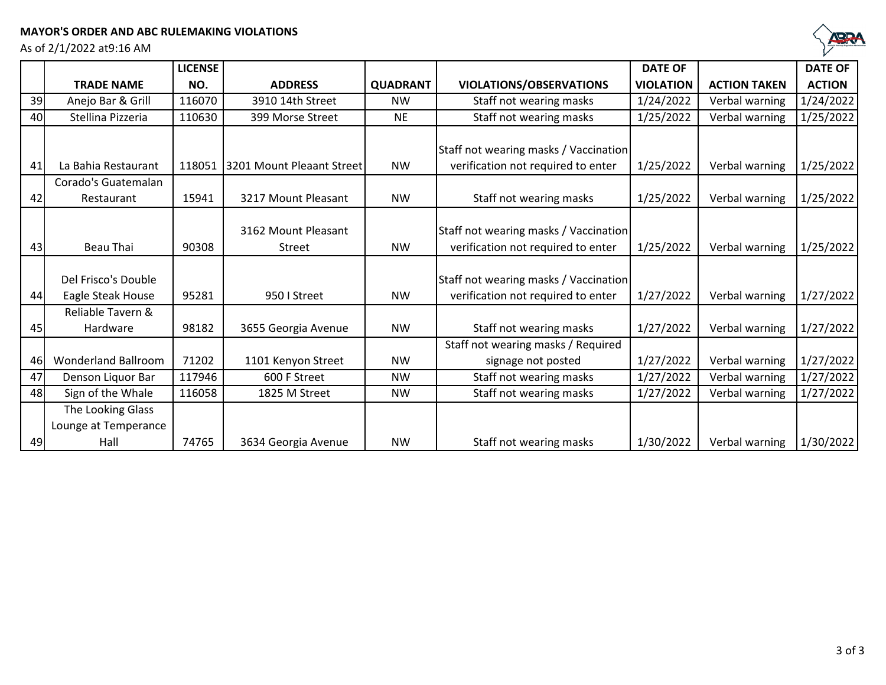**MAYOR'S ORDER AND ABC RULEMAKING VIOLATIONS**

As of 2/1/2022 at9:16 AM

| | TRADE NAME | LICENSE NO. | ADDRESS | QUADRANT | VIOLATIONS/OBSERVATIONS | DATE OF VIOLATION | ACTION TAKEN | DATE OF ACTION |
|---|---|---|---|---|---|---|---|---|
| 39 | Anejo Bar & Grill | 116070 | 3910 14th Street | NW | Staff not wearing masks | 1/24/2022 | Verbal warning | 1/24/2022 |
| 40 | Stellina Pizzeria | 110630 | 399 Morse Street | NE | Staff not wearing masks | 1/25/2022 | Verbal warning | 1/25/2022 |
| 41 | La Bahia Restaurant | 118051 | 3201 Mount Pleaant Street | NW | Staff not wearing masks / Vaccination verification not required to enter | 1/25/2022 | Verbal warning | 1/25/2022 |
| 42 | Corado's Guatemalan Restaurant | 15941 | 3217 Mount Pleasant | NW | Staff not wearing masks | 1/25/2022 | Verbal warning | 1/25/2022 |
| 43 | Beau Thai | 90308 | 3162 Mount Pleasant Street | NW | Staff not wearing masks / Vaccination verification not required to enter | 1/25/2022 | Verbal warning | 1/25/2022 |
| 44 | Del Frisco's Double Eagle Steak House | 95281 | 950 I Street | NW | Staff not wearing masks / Vaccination verification not required to enter | 1/27/2022 | Verbal warning | 1/27/2022 |
| 45 | Reliable Tavern & Hardware | 98182 | 3655 Georgia Avenue | NW | Staff not wearing masks | 1/27/2022 | Verbal warning | 1/27/2022 |
| 46 | Wonderland Ballroom | 71202 | 1101 Kenyon Street | NW | Staff not wearing masks / Required signage not posted | 1/27/2022 | Verbal warning | 1/27/2022 |
| 47 | Denson Liquor Bar | 117946 | 600 F Street | NW | Staff not wearing masks | 1/27/2022 | Verbal warning | 1/27/2022 |
| 48 | Sign of the Whale | 116058 | 1825 M Street | NW | Staff not wearing masks | 1/27/2022 | Verbal warning | 1/27/2022 |
| 49 | The Looking Glass Lounge at Temperance Hall | 74765 | 3634 Georgia Avenue | NW | Staff not wearing masks | 1/30/2022 | Verbal warning | 1/30/2022 |